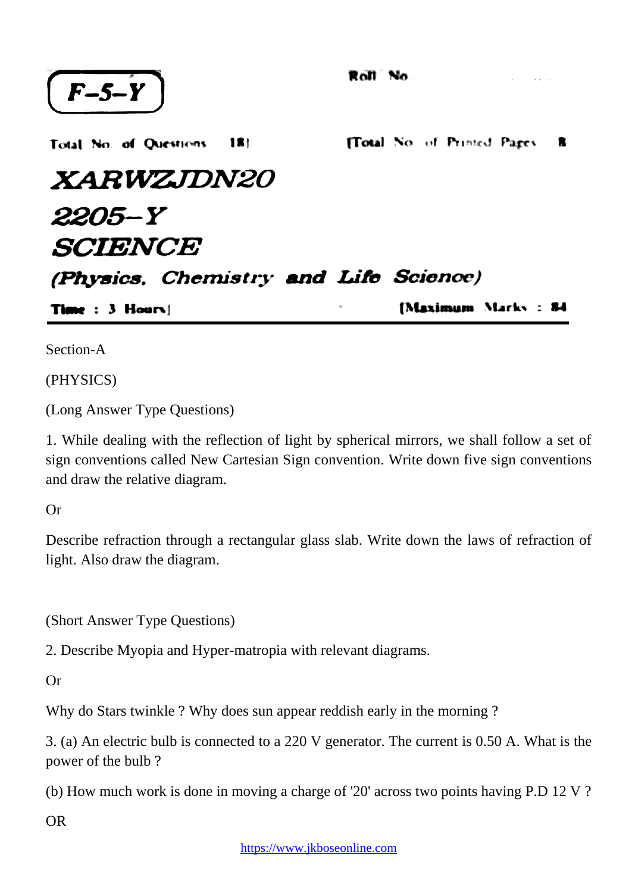**F–5–Y**

Roll No.

Total No. of Questions : 18] [Total No. of Printed Pages : 8

# XARWZJDN20

# 2205–Y

# SCIENCE

## (Physics, Chemistry and Life Science)

Time : 3 Hours] [Maximum Marks : 84

Section-A

(PHYSICS)

(Long Answer Type Questions)

1. While dealing with the reflection of light by spherical mirrors, we shall follow a set of sign conventions called New Cartesian Sign convention. Write down five sign conventions and draw the relative diagram.

Or

Describe refraction through a rectangular glass slab. Write down the laws of refraction of light. Also draw the diagram.

(Short Answer Type Questions)

2. Describe Myopia and Hyper-matropia with relevant diagrams.

Or

Why do Stars twinkle ? Why does sun appear reddish early in the morning ?

3. (a) An electric bulb is connected to a 220 V generator. The current is 0.50 A. What is the power of the bulb ?

(b) How much work is done in moving a charge of '20' across two points having P.D 12 V ?

OR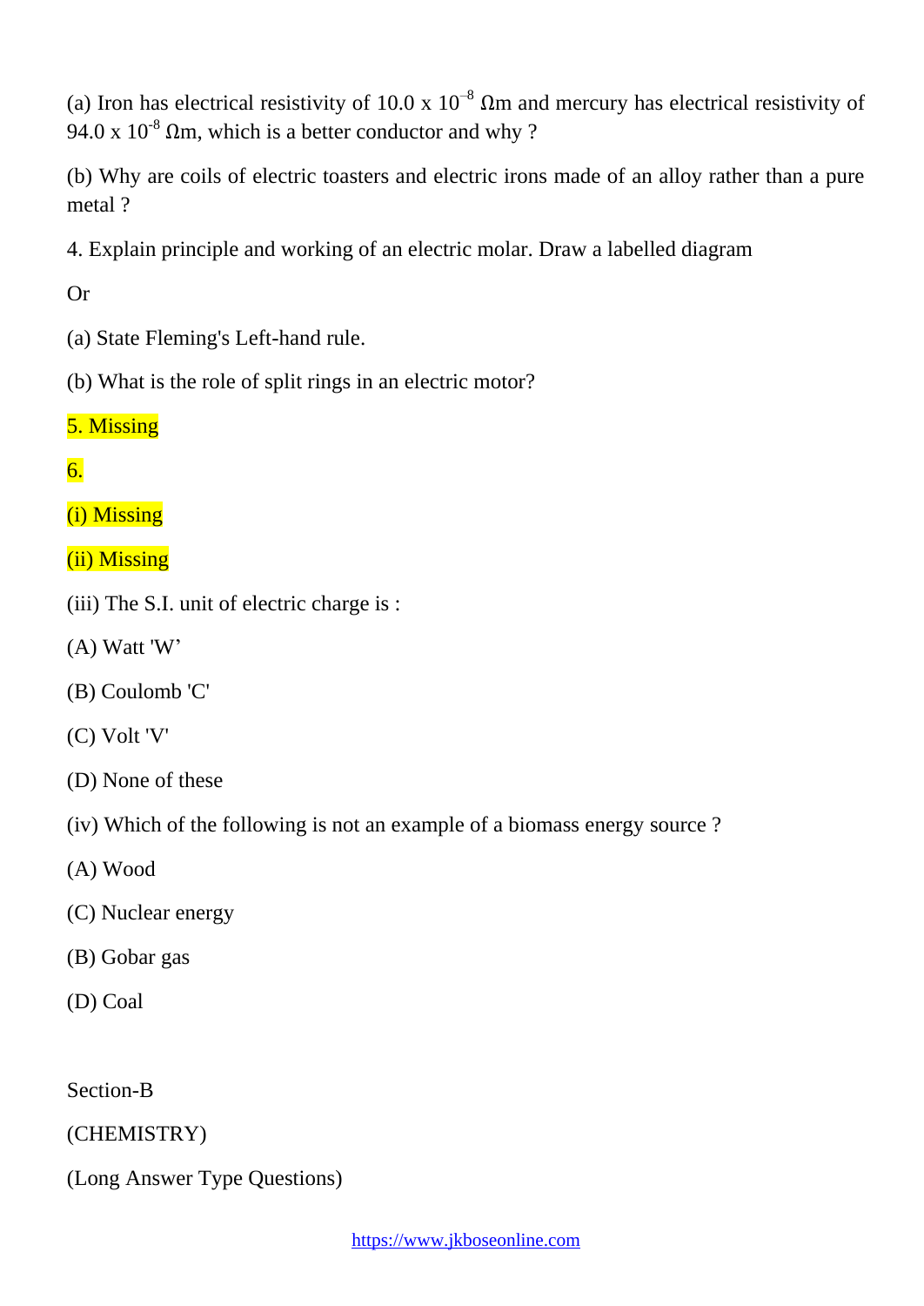(a) Iron has electrical resistivity of $10.0 \times 10^{-8}$ Ωm and mercury has electrical resistivity of $94.0 \times 10^{-8}$ Ωm, which is a better conductor and why ?

(b) Why are coils of electric toasters and electric irons made of an alloy rather than a pure metal ?

4. Explain principle and working of an electric molar. Draw a labelled diagram

Or

(a) State Fleming's Left-hand rule.

(b) What is the role of split rings in an electric motor?

5. Missing

6.

(i) Missing

(ii) Missing

(iii) The S.I. unit of electric charge is :

(A) Watt 'W'

(B) Coulomb 'C'

(C) Volt 'V'

(D) None of these

(iv) Which of the following is not an example of a biomass energy source ?

(A) Wood

(C) Nuclear energy

(B) Gobar gas

(D) Coal

Section-B

(CHEMISTRY)

(Long Answer Type Questions)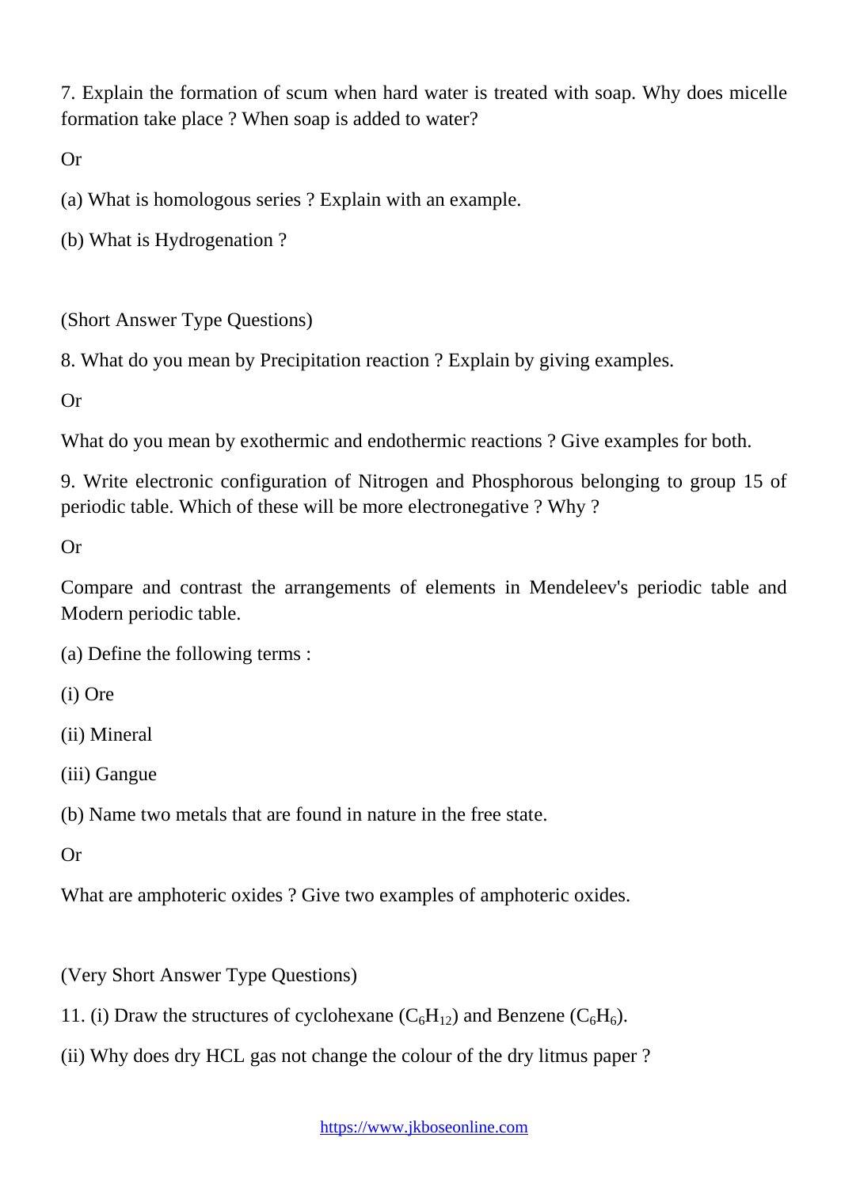7. Explain the formation of scum when hard water is treated with soap. Why does micelle formation take place ? When soap is added to water?

Or

(a) What is homologous series ? Explain with an example.

(b) What is Hydrogenation ?

(Short Answer Type Questions)

8. What do you mean by Precipitation reaction ? Explain by giving examples.

Or

What do you mean by exothermic and endothermic reactions ? Give examples for both.

9. Write electronic configuration of Nitrogen and Phosphorous belonging to group 15 of periodic table. Which of these will be more electronegative ? Why ?

Or

Compare and contrast the arrangements of elements in Mendeleev's periodic table and Modern periodic table.

(a) Define the following terms :

(i) Ore

(ii) Mineral

(iii) Gangue

(b) Name two metals that are found in nature in the free state.

Or

What are amphoteric oxides ? Give two examples of amphoteric oxides.

(Very Short Answer Type Questions)

11. (i) Draw the structures of cyclohexane ($C_6H_{12}$) and Benzene ($C_6H_6$).

(ii) Why does dry HCL gas not change the colour of the dry litmus paper ?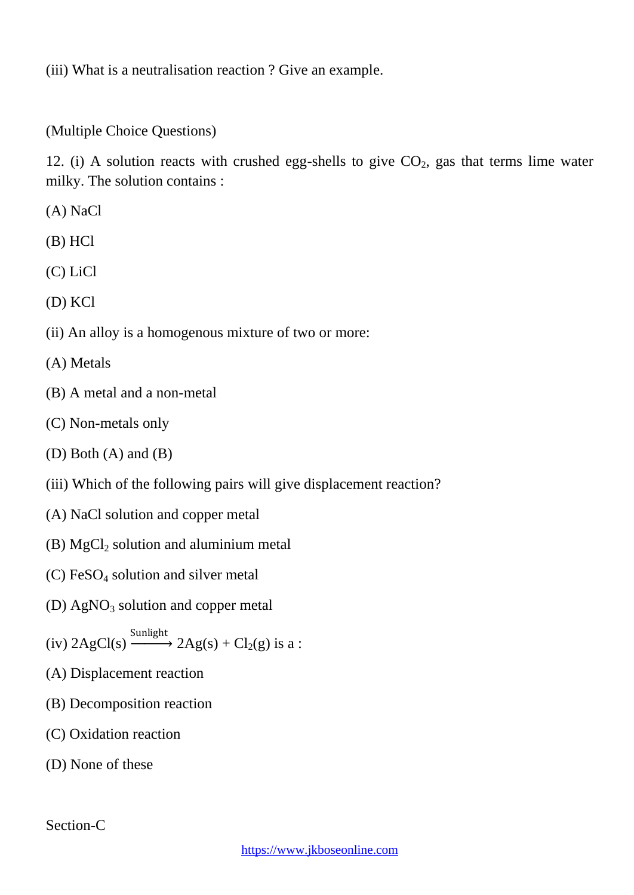(iii) What is a neutralisation reaction ? Give an example.

(Multiple Choice Questions)

12. (i) A solution reacts with crushed egg-shells to give $CO_2$, gas that terns lime water milky. The solution contains :

(A) NaCl

(B) HCl

(C) LiCl

(D) KCl

(ii) An alloy is a homogenous mixture of two or more:

(A) Metals

(B) A metal and a non-metal

(C) Non-metals only

(D) Both (A) and (B)

(iii) Which of the following pairs will give displacement reaction?

(A) NaCl solution and copper metal

(B) $MgCl_2$ solution and aluminium metal

(C) $FeSO_4$ solution and silver metal

(D) $AgNO_3$ solution and copper metal

(iv) $2AgCl(s) \xrightarrow{\text{Sunlight}} 2Ag(s) + Cl_2(g)$ is a :

(A) Displacement reaction

(B) Decomposition reaction

(C) Oxidation reaction

(D) None of these

Section-C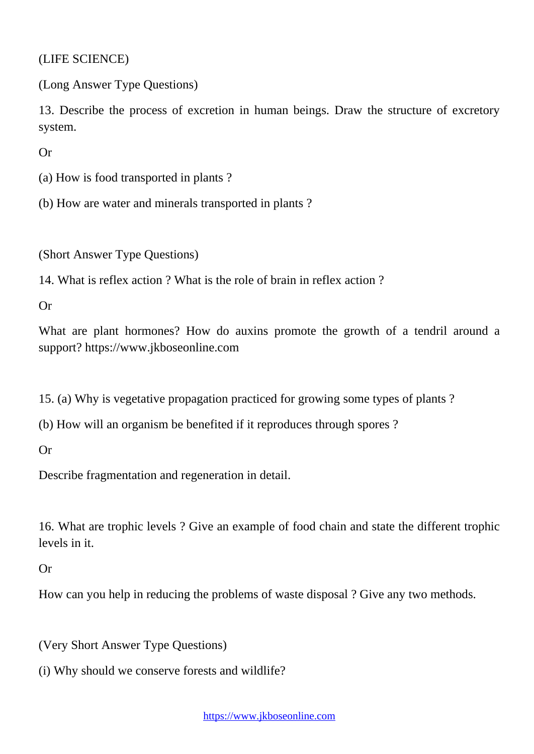(LIFE SCIENCE)

(Long Answer Type Questions)

13. Describe the process of excretion in human beings. Draw the structure of excretory system.

Or

(a) How is food transported in plants ?

(b) How are water and minerals transported in plants ?

(Short Answer Type Questions)

14. What is reflex action ? What is the role of brain in reflex action ?

Or

What are plant hormones? How do auxins promote the growth of a tendril around a support? https://www.jkboseonline.com

15. (a) Why is vegetative propagation practiced for growing some types of plants ?

(b) How will an organism be benefited if it reproduces through spores ?

Or

Describe fragmentation and regeneration in detail.

16. What are trophic levels ? Give an example of food chain and state the different trophic levels in it.

Or

How can you help in reducing the problems of waste disposal ? Give any two methods.

(Very Short Answer Type Questions)

(i) Why should we conserve forests and wildlife?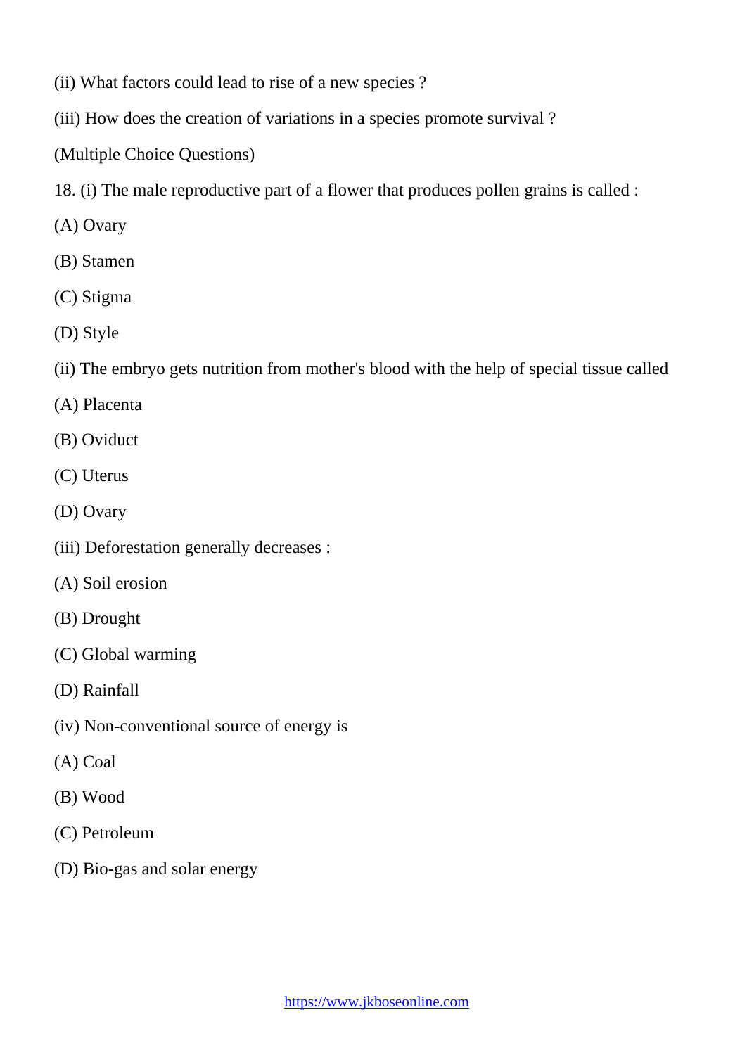(ii) What factors could lead to rise of a new species ?

(iii) How does the creation of variations in a species promote survival ?

(Multiple Choice Questions)

18. (i) The male reproductive part of a flower that produces pollen grains is called :

(A) Ovary

(B) Stamen

(C) Stigma

(D) Style

(ii) The embryo gets nutrition from mother's blood with the help of special tissue called

(A) Placenta

(B) Oviduct

(C) Uterus

(D) Ovary

(iii) Deforestation generally decreases :

(A) Soil erosion

(B) Drought

(C) Global warming

(D) Rainfall

(iv) Non-conventional source of energy is

(A) Coal

(B) Wood

(C) Petroleum

(D) Bio-gas and solar energy

https://www.jkboseonline.com